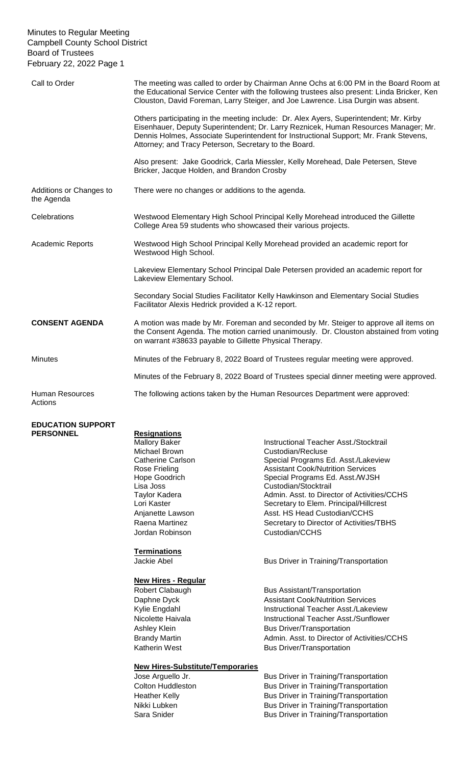Minutes to Regular Meeting
Campbell County School District
Board of Trustees
February 22, 2022

**Call to Order**

The meeting was called to order by Chairman Anne Ochs at 6:00 PM in the Board Room at the Educational Service Center with the following trustees also present: Linda Bricker, Ken Clouston, David Foreman, Larry Steiger, and Joe Lawrence. Lisa Durgin was absent.

Others participating in the meeting include: Dr. Alex Ayers, Superintendent; Mr. Kirby Eisenhauer, Deputy Superintendent; Dr. Larry Reznicek, Human Resources Manager; Mr. Dennis Holmes, Associate Superintendent for Instructional Support; Mr. Frank Stevens, Attorney; and Tracy Peterson, Secretary to the Board.

Also present: Jake Goodrick, Carla Miessler, Kelly Morehead, Dale Petersen, Steve Bricker, Jacque Holden, and Brandon Crosby

**Additions or Changes to the Agenda**

There were no changes or additions to the agenda.

**Celebrations**

Westwood Elementary High School Principal Kelly Morehead introduced the Gillette College Area 59 students who showcased their various projects.

**Academic Reports**

Westwood High School Principal Kelly Morehead provided an academic report for Westwood High School.

Lakeview Elementary School Principal Dale Petersen provided an academic report for Lakeview Elementary School.

Secondary Social Studies Facilitator Kelly Hawkinson and Elementary Social Studies Facilitator Alexis Hedrick provided a K-12 report.

**CONSENT AGENDA**

A motion was made by Mr. Foreman and seconded by Mr. Steiger to approve all items on the Consent Agenda. The motion carried unanimously. Dr. Clouston abstained from voting on warrant #38633 payable to Gillette Physical Therapy.

**Minutes**

Minutes of the February 8, 2022 Board of Trustees regular meeting were approved.

Minutes of the February 8, 2022 Board of Trustees special dinner meeting were approved.

**Human Resources Actions**

The following actions taken by the Human Resources Department were approved:

**EDUCATION SUPPORT PERSONNEL**

**Resignations**

| | |
|---|---|
| Mallory Baker | Instructional Teacher Asst./Stocktrail |
| Michael Brown | Custodian/Recluse |
| Catherine Carlson | Special Programs Ed. Asst./Lakeview |
| Rose Frieling | Assistant Cook/Nutrition Services |
| Hope Goodrich | Special Programs Ed. Asst./WJSH |
| Lisa Joss | Custodian/Stocktrail |
| Taylor Kadera | Admin. Asst. to Director of Activities/CCHS |
| Lori Kaster | Secretary to Elem. Principal/Hillcrest |
| Anjanette Lawson | Asst. HS Head Custodian/CCHS |
| Raena Martinez | Secretary to Director of Activities/TBHS |
| Jordan Robinson | Custodian/CCHS |

**Terminations**

| | |
|---|---|
| Jackie Abel | Bus Driver in Training/Transportation |

**New Hires - Regular**

| | |
|---|---|
| Robert Clabaugh | Bus Assistant/Transportation |
| Daphne Dyck | Assistant Cook/Nutrition Services |
| Kylie Engdahl | Instructional Teacher Asst./Lakeview |
| Nicolette Haivala | Instructional Teacher Asst./Sunflower |
| Ashley Klein | Bus Driver/Transportation |
| Brandy Martin | Admin. Asst. to Director of Activities/CCHS |
| Katherin West | Bus Driver/Transportation |

**New Hires-Substitute/Temporaries**

| | |
|---|---|
| Jose Arguello Jr. | Bus Driver in Training/Transportation |
| Colton Huddleston | Bus Driver in Training/Transportation |
| Heather Kelly | Bus Driver in Training/Transportation |
| Nikki Lubken | Bus Driver in Training/Transportation |
| Sara Snider | Bus Driver in Training/Transportation |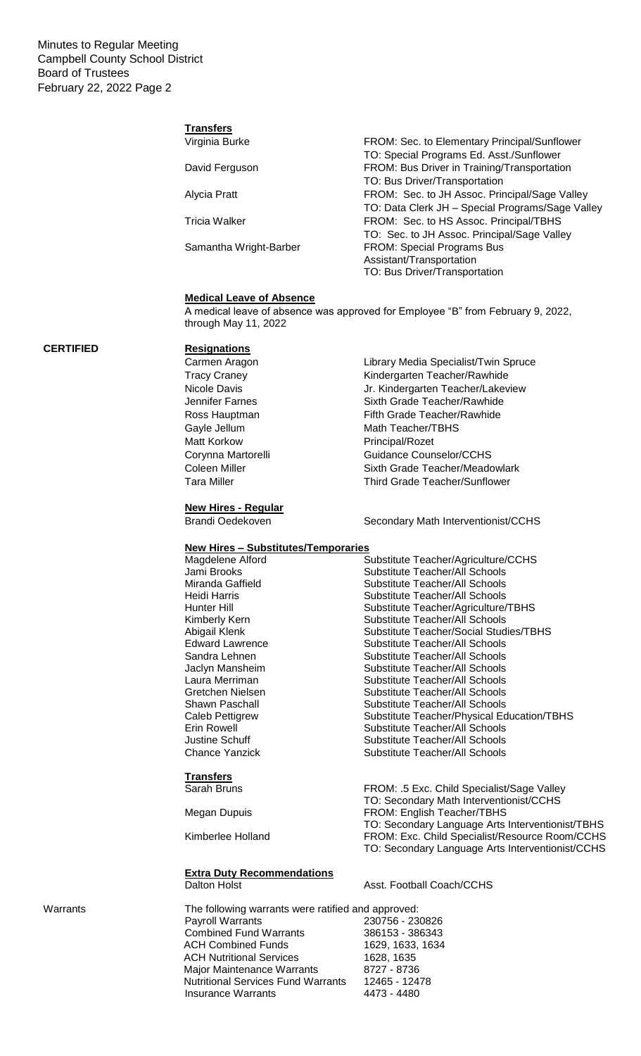#### Transfers

| Name | Transfer |
| --- | --- |
| Virginia Burke | FROM: Sec. to Elementary Principal/Sunflower<br>TO: Special Programs Ed. Asst./Sunflower |
| David Ferguson | FROM: Bus Driver in Training/Transportation<br>TO: Bus Driver/Transportation |
| Alycia Pratt | FROM: Sec. to JH Assoc. Principal/Sage Valley<br>TO: Data Clerk JH – Special Programs/Sage Valley |
| Tricia Walker | FROM: Sec. to HS Assoc. Principal/TBHS<br>TO: Sec. to JH Assoc. Principal/Sage Valley |
| Samantha Wright-Barber | FROM: Special Programs Bus Assistant/Transportation<br>TO: Bus Driver/Transportation |

#### Medical Leave of Absence

A medical leave of absence was approved for Employee "B" from February 9, 2022, through May 11, 2022

## CERTIFIED

#### Resignations

| Name | Position |
| --- | --- |
| Carmen Aragon | Library Media Specialist/Twin Spruce |
| Tracy Craney | Kindergarten Teacher/Rawhide |
| Nicole Davis | Jr. Kindergarten Teacher/Lakeview |
| Jennifer Farnes | Sixth Grade Teacher/Rawhide |
| Ross Hauptman | Fifth Grade Teacher/Rawhide |
| Gayle Jellum | Math Teacher/TBHS |
| Matt Korkow | Principal/Rozet |
| Corynna Martorelli | Guidance Counselor/CCHS |
| Coleen Miller | Sixth Grade Teacher/Meadowlark |
| Tara Miller | Third Grade Teacher/Sunflower |

#### New Hires - Regular

| Name | Position |
| --- | --- |
| Brandi Oedekoven | Secondary Math Interventionist/CCHS |

#### New Hires – Substitutes/Temporaries

| Name | Position |
| --- | --- |
| Magdelene Alford | Substitute Teacher/Agriculture/CCHS |
| Jami Brooks | Substitute Teacher/All Schools |
| Miranda Gaffield | Substitute Teacher/All Schools |
| Heidi Harris | Substitute Teacher/All Schools |
| Hunter Hill | Substitute Teacher/Agriculture/TBHS |
| Kimberly Kern | Substitute Teacher/All Schools |
| Abigail Klenk | Substitute Teacher/Social Studies/TBHS |
| Edward Lawrence | Substitute Teacher/All Schools |
| Sandra Lehnen | Substitute Teacher/All Schools |
| Jaclyn Mansheim | Substitute Teacher/All Schools |
| Laura Merriman | Substitute Teacher/All Schools |
| Gretchen Nielsen | Substitute Teacher/All Schools |
| Shawn Paschall | Substitute Teacher/All Schools |
| Caleb Pettigrew | Substitute Teacher/Physical Education/TBHS |
| Erin Rowell | Substitute Teacher/All Schools |
| Justine Schuff | Substitute Teacher/All Schools |
| Chance Yanzick | Substitute Teacher/All Schools |

#### Transfers

| Name | Transfer |
| --- | --- |
| Sarah Bruns | FROM: .5 Exc. Child Specialist/Sage Valley<br>TO: Secondary Math Interventionist/CCHS |
| Megan Dupuis | FROM: English Teacher/TBHS<br>TO: Secondary Language Arts Interventionist/TBHS |
| Kimberlee Holland | FROM: Exc. Child Specialist/Resource Room/CCHS<br>TO: Secondary Language Arts Interventionist/CCHS |

#### Extra Duty Recommendations

| Name | Position |
| --- | --- |
| Dalton Holst | Asst. Football Coach/CCHS |

## Warrants

The following warrants were ratified and approved:

| Warrant Type | Numbers |
| --- | --- |
| Payroll Warrants | 230756 - 230826 |
| Combined Fund Warrants | 386153 - 386343 |
| ACH Combined Funds | 1629, 1633, 1634 |
| ACH Nutritional Services | 1628, 1635 |
| Major Maintenance Warrants | 8727 - 8736 |
| Nutritional Services Fund Warrants | 12465 - 12478 |
| Insurance Warrants | 4473 - 4480 |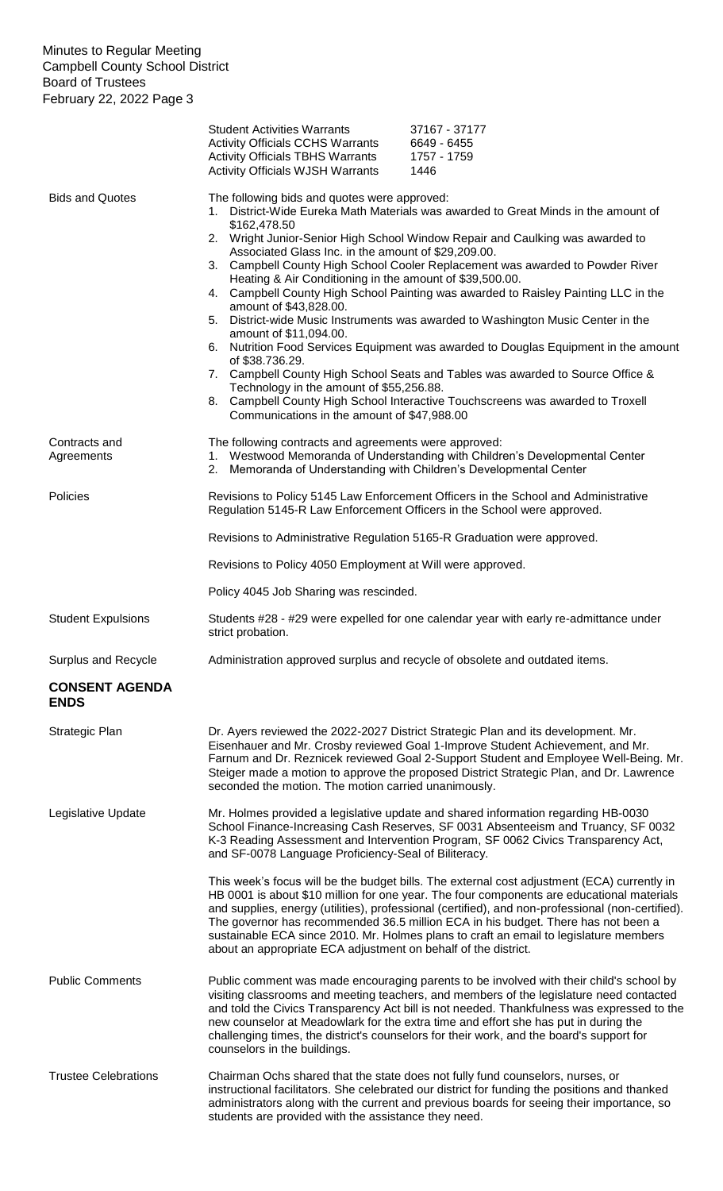| | | |
|---|---|---|
| | Student Activities Warrants | 37167 - 37177 |
| | Activity Officials CCHS Warrants | 6649 - 6455 |
| | Activity Officials TBHS Warrants | 1757 - 1759 |
| | Activity Officials WJSH Warrants | 1446 |

**Bids and Quotes**

The following bids and quotes were approved:

1. District-Wide Eureka Math Materials was awarded to Great Minds in the amount of $162,478.50
2. Wright Junior-Senior High School Window Repair and Caulking was awarded to Associated Glass Inc. in the amount of $29,209.00.
3. Campbell County High School Cooler Replacement was awarded to Powder River Heating & Air Conditioning in the amount of $39,500.00.
4. Campbell County High School Painting was awarded to Raisley Painting LLC in the amount of $43,828.00.
5. District-wide Music Instruments was awarded to Washington Music Center in the amount of $11,094.00.
6. Nutrition Food Services Equipment was awarded to Douglas Equipment in the amount of $38.736.29.
7. Campbell County High School Seats and Tables was awarded to Source Office & Technology in the amount of $55,256.88.
8. Campbell County High School Interactive Touchscreens was awarded to Troxell Communications in the amount of $47,988.00

**Contracts and Agreements**

The following contracts and agreements were approved:

1. Westwood Memoranda of Understanding with Children's Developmental Center
2. Memoranda of Understanding with Children's Developmental Center

**Policies**

Revisions to Policy 5145 Law Enforcement Officers in the School and Administrative Regulation 5145-R Law Enforcement Officers in the School were approved.

Revisions to Administrative Regulation 5165-R Graduation were approved.

Revisions to Policy 4050 Employment at Will were approved.

Policy 4045 Job Sharing was rescinded.

**Student Expulsions**

Students #28 - #29 were expelled for one calendar year with early re-admittance under strict probation.

**Surplus and Recycle**

Administration approved surplus and recycle of obsolete and outdated items.

## CONSENT AGENDA ENDS

**Strategic Plan**

Dr. Ayers reviewed the 2022-2027 District Strategic Plan and its development. Mr. Eisenhauer and Mr. Crosby reviewed Goal 1-Improve Student Achievement, and Mr. Farnum and Dr. Reznicek reviewed Goal 2-Support Student and Employee Well-Being. Mr. Steiger made a motion to approve the proposed District Strategic Plan, and Dr. Lawrence seconded the motion. The motion carried unanimously.

**Legislative Update**

Mr. Holmes provided a legislative update and shared information regarding HB-0030 School Finance-Increasing Cash Reserves, SF 0031 Absenteeism and Truancy, SF 0032 K-3 Reading Assessment and Intervention Program, SF 0062 Civics Transparency Act, and SF-0078 Language Proficiency-Seal of Biliteracy.

This week's focus will be the budget bills. The external cost adjustment (ECA) currently in HB 0001 is about $10 million for one year. The four components are educational materials and supplies, energy (utilities), professional (certified), and non-professional (non-certified). The governor has recommended 36.5 million ECA in his budget. There has not been a sustainable ECA since 2010. Mr. Holmes plans to craft an email to legislature members about an appropriate ECA adjustment on behalf of the district.

**Public Comments**

Public comment was made encouraging parents to be involved with their child's school by visiting classrooms and meeting teachers, and members of the legislature need contacted and told the Civics Transparency Act bill is not needed. Thankfulness was expressed to the new counselor at Meadowlark for the extra time and effort she has put in during the challenging times, the district's counselors for their work, and the board's support for counselors in the buildings.

**Trustee Celebrations**

Chairman Ochs shared that the state does not fully fund counselors, nurses, or instructional facilitators. She celebrated our district for funding the positions and thanked administrators along with the current and previous boards for seeing their importance, so students are provided with the assistance they need.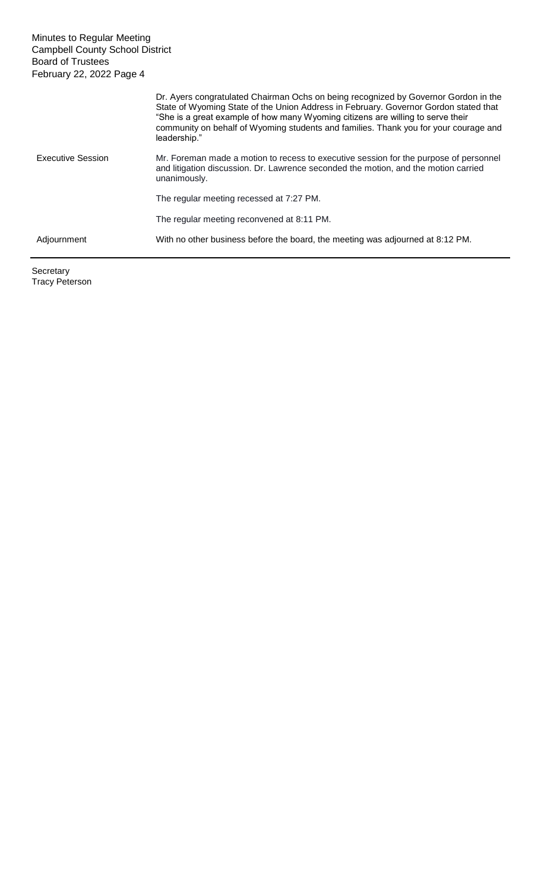Dr. Ayers congratulated Chairman Ochs on being recognized by Governor Gordon in the State of Wyoming State of the Union Address in February. Governor Gordon stated that "She is a great example of how many Wyoming citizens are willing to serve their community on behalf of Wyoming students and families. Thank you for your courage and leadership."

**Executive Session**

Mr. Foreman made a motion to recess to executive session for the purpose of personnel and litigation discussion. Dr. Lawrence seconded the motion, and the motion carried unanimously.

The regular meeting recessed at 7:27 PM.

The regular meeting reconvened at 8:11 PM.

**Adjournment**

With no other business before the board, the meeting was adjourned at 8:12 PM.

---

Secretary
Tracy Peterson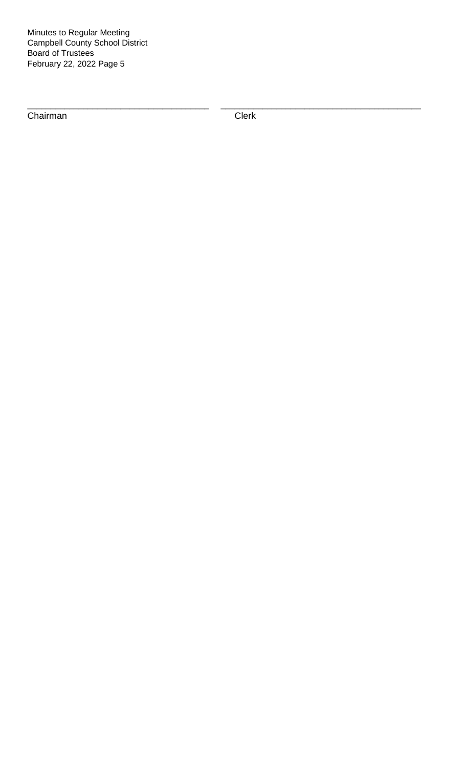\_\_\_\_\_\_\_\_\_\_\_\_\_\_\_\_\_\_\_\_\_\_\_\_\_\_\_\_\_\_\_\_\_\_\_\_ \_\_\_\_\_\_\_\_\_\_\_\_\_\_\_\_\_\_\_\_\_\_\_\_\_\_\_\_\_\_\_\_\_\_\_\_\_\_\_\_

Chairman Clerk